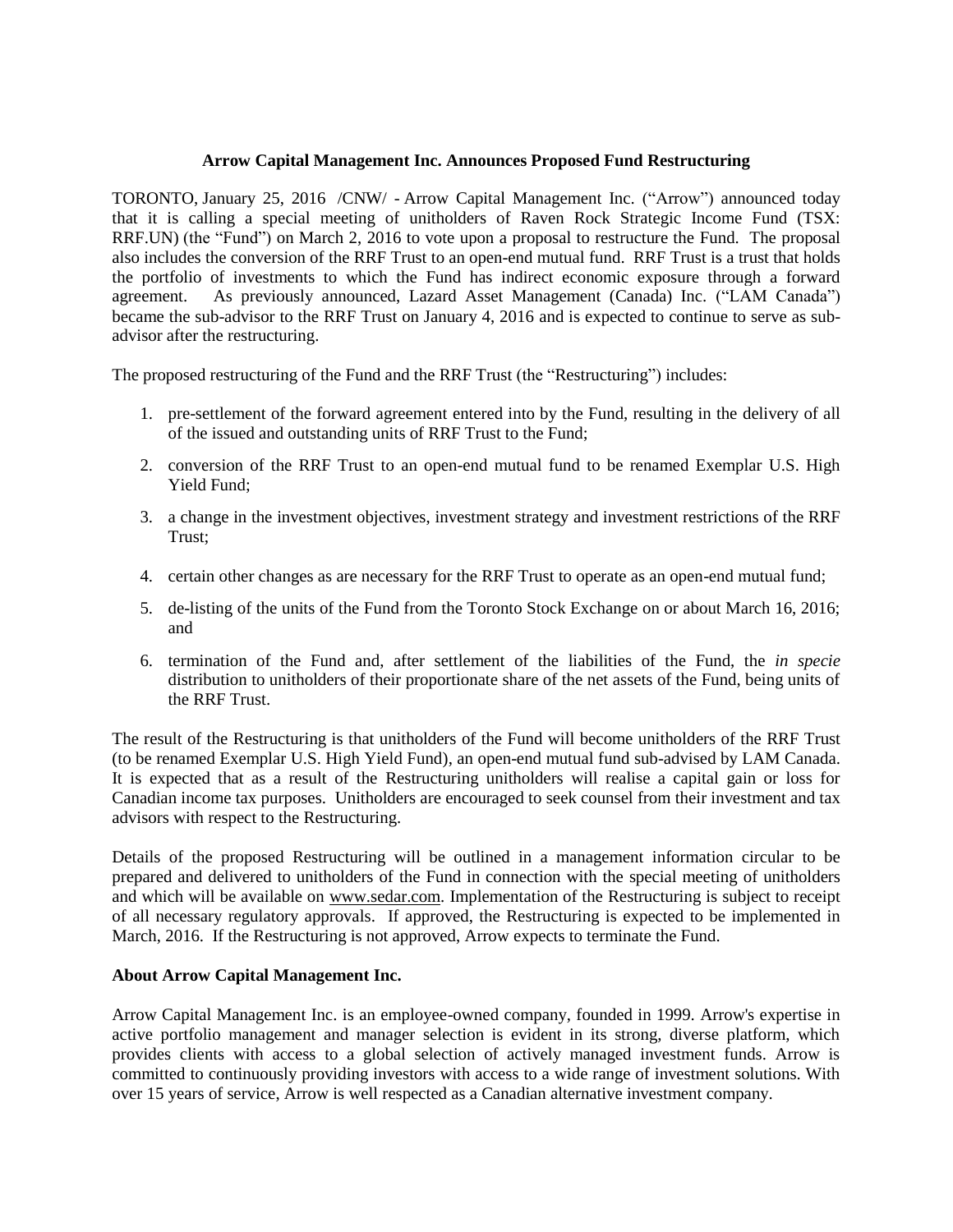**Arrow Capital Management Inc. Announces Proposed Fund Restructuring**

TORONTO, January 25, 2016 /CNW/ - Arrow Capital Management Inc. ("Arrow") announced today that it is calling a special meeting of unitholders of Raven Rock Strategic Income Fund (TSX: RRF.UN) (the "Fund") on March 2, 2016 to vote upon a proposal to restructure the Fund. The proposal also includes the conversion of the RRF Trust to an open-end mutual fund. RRF Trust is a trust that holds the portfolio of investments to which the Fund has indirect economic exposure through a forward agreement. As previously announced, Lazard Asset Management (Canada) Inc. ("LAM Canada") became the sub-advisor to the RRF Trust on January 4, 2016 and is expected to continue to serve as sub-advisor after the restructuring.

The proposed restructuring of the Fund and the RRF Trust (the "Restructuring") includes:

1. pre-settlement of the forward agreement entered into by the Fund, resulting in the delivery of all of the issued and outstanding units of RRF Trust to the Fund;
2. conversion of the RRF Trust to an open-end mutual fund to be renamed Exemplar U.S. High Yield Fund;
3. a change in the investment objectives, investment strategy and investment restrictions of the RRF Trust;
4. certain other changes as are necessary for the RRF Trust to operate as an open-end mutual fund;
5. de-listing of the units of the Fund from the Toronto Stock Exchange on or about March 16, 2016; and
6. termination of the Fund and, after settlement of the liabilities of the Fund, the *in specie* distribution to unitholders of their proportionate share of the net assets of the Fund, being units of the RRF Trust.

The result of the Restructuring is that unitholders of the Fund will become unitholders of the RRF Trust (to be renamed Exemplar U.S. High Yield Fund), an open-end mutual fund sub-advised by LAM Canada. It is expected that as a result of the Restructuring unitholders will realise a capital gain or loss for Canadian income tax purposes. Unitholders are encouraged to seek counsel from their investment and tax advisors with respect to the Restructuring.

Details of the proposed Restructuring will be outlined in a management information circular to be prepared and delivered to unitholders of the Fund in connection with the special meeting of unitholders and which will be available on www.sedar.com. Implementation of the Restructuring is subject to receipt of all necessary regulatory approvals. If approved, the Restructuring is expected to be implemented in March, 2016. If the Restructuring is not approved, Arrow expects to terminate the Fund.

**About Arrow Capital Management Inc.**

Arrow Capital Management Inc. is an employee-owned company, founded in 1999. Arrow's expertise in active portfolio management and manager selection is evident in its strong, diverse platform, which provides clients with access to a global selection of actively managed investment funds. Arrow is committed to continuously providing investors with access to a wide range of investment solutions. With over 15 years of service, Arrow is well respected as a Canadian alternative investment company.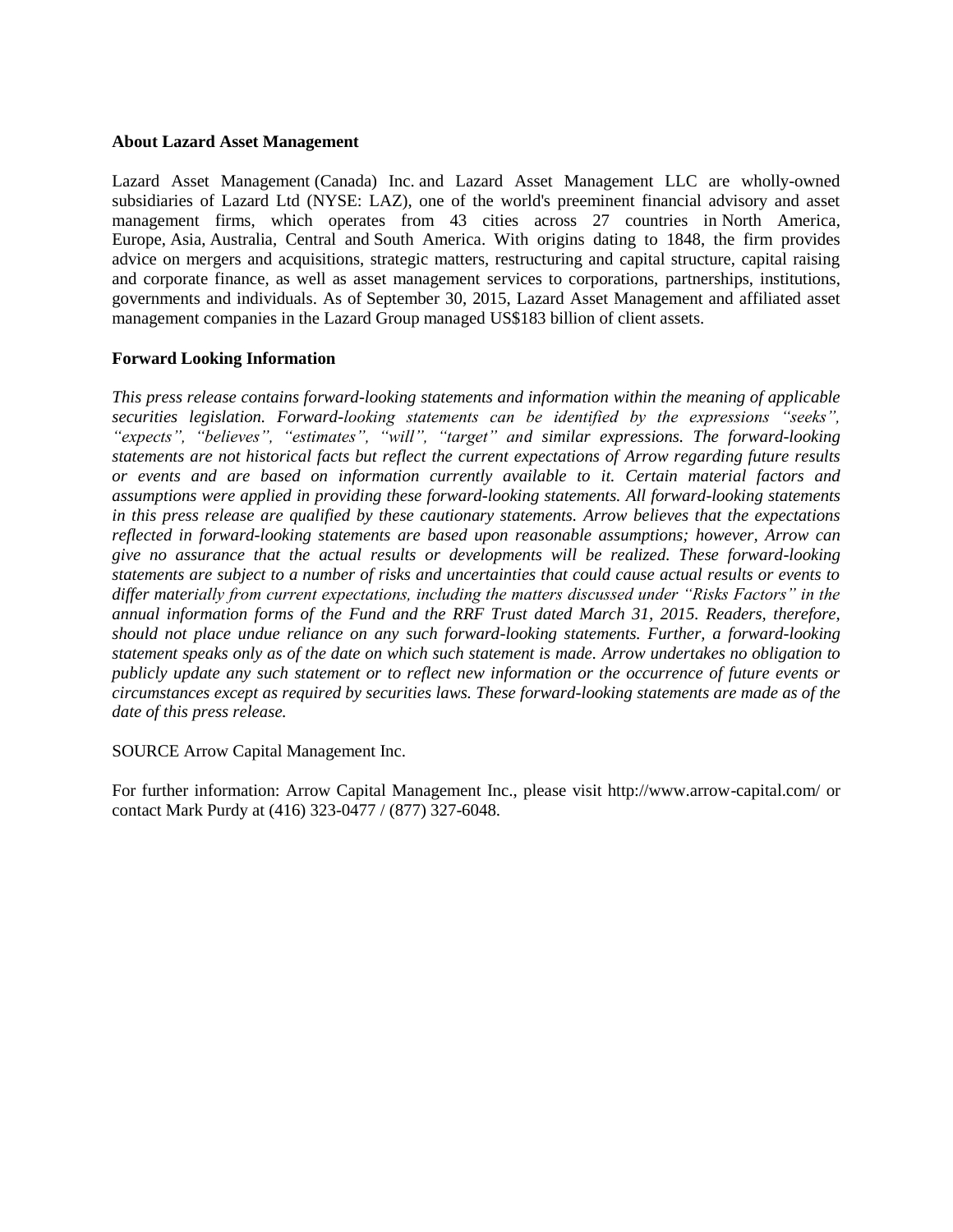**About Lazard Asset Management**

Lazard Asset Management (Canada) Inc. and Lazard Asset Management LLC are wholly-owned subsidiaries of Lazard Ltd (NYSE: LAZ), one of the world's preeminent financial advisory and asset management firms, which operates from 43 cities across 27 countries in North America, Europe, Asia, Australia, Central and South America. With origins dating to 1848, the firm provides advice on mergers and acquisitions, strategic matters, restructuring and capital structure, capital raising and corporate finance, as well as asset management services to corporations, partnerships, institutions, governments and individuals. As of September 30, 2015, Lazard Asset Management and affiliated asset management companies in the Lazard Group managed US$183 billion of client assets.

**Forward Looking Information**

*This press release contains forward-looking statements and information within the meaning of applicable securities legislation. Forward-looking statements can be identified by the expressions "seeks", "expects", "believes", "estimates", "will", "target" and similar expressions. The forward-looking statements are not historical facts but reflect the current expectations of Arrow regarding future results or events and are based on information currently available to it. Certain material factors and assumptions were applied in providing these forward-looking statements. All forward-looking statements in this press release are qualified by these cautionary statements. Arrow believes that the expectations reflected in forward-looking statements are based upon reasonable assumptions; however, Arrow can give no assurance that the actual results or developments will be realized. These forward-looking statements are subject to a number of risks and uncertainties that could cause actual results or events to differ materially from current expectations, including the matters discussed under "Risks Factors" in the annual information forms of the Fund and the RRF Trust dated March 31, 2015. Readers, therefore, should not place undue reliance on any such forward-looking statements. Further, a forward-looking statement speaks only as of the date on which such statement is made. Arrow undertakes no obligation to publicly update any such statement or to reflect new information or the occurrence of future events or circumstances except as required by securities laws. These forward-looking statements are made as of the date of this press release.*

SOURCE Arrow Capital Management Inc.

For further information: Arrow Capital Management Inc., please visit http://www.arrow-capital.com/ or contact Mark Purdy at (416) 323-0477 / (877) 327-6048.